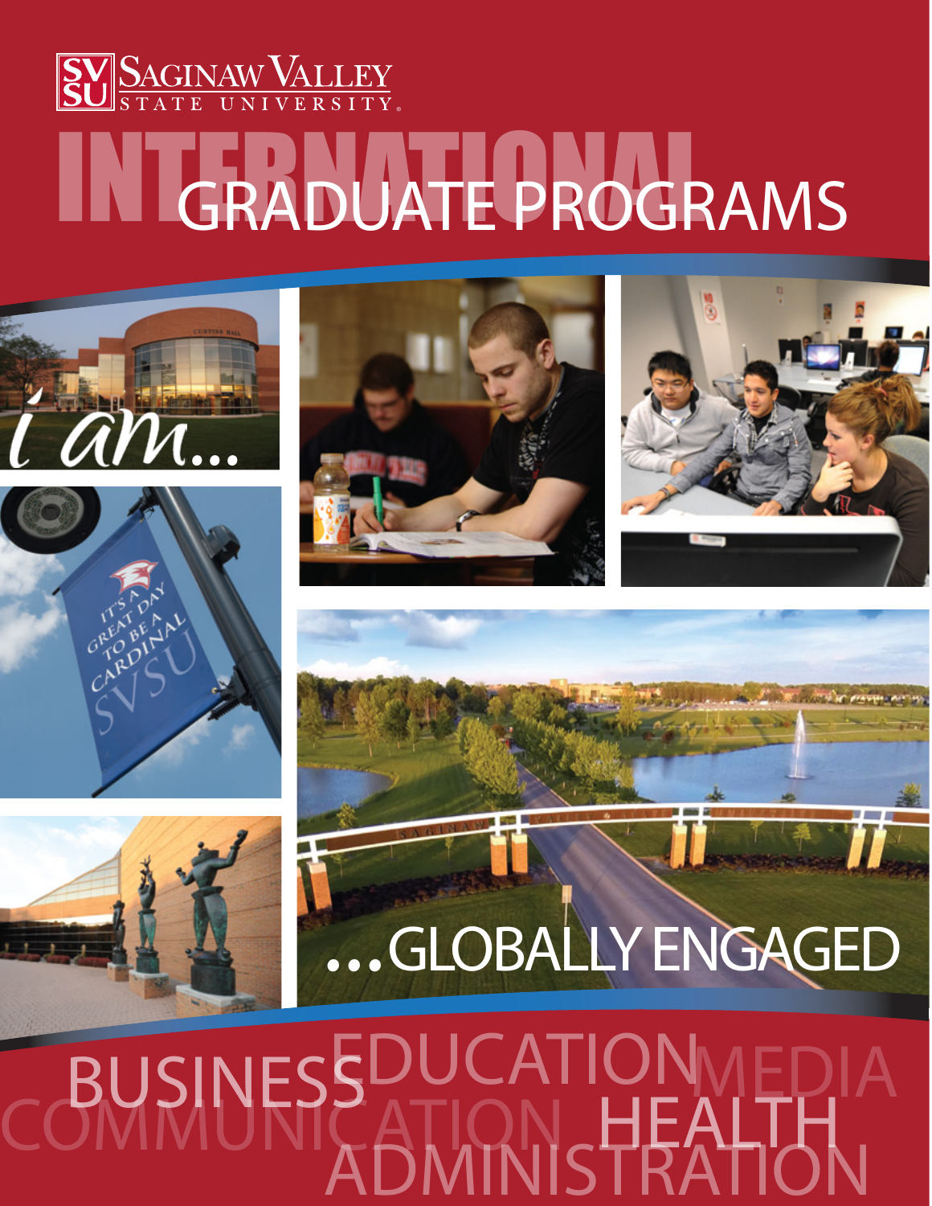SAGINAW VALLEY STATE UNIVERSITY

# INTERNATIONAL GRADUATE PROGRAMS

*i am...*

IT'S A GREAT DAY TO BE A CARDINAL SVSU

...GLOBALLY ENGAGED

BUSINESS EDUCATION MEDIA COMMUNICATION HEALTH ADMINISTRATION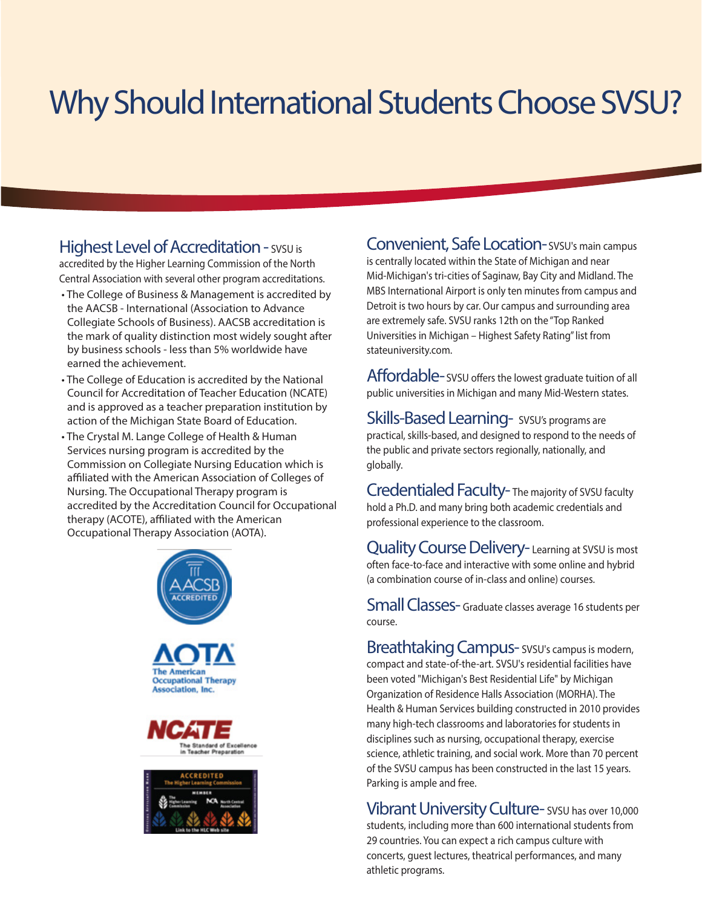# Why Should International Students Choose SVSU?

**Highest Level of Accreditation -** SVSU is accredited by the Higher Learning Commission of the North Central Association with several other program accreditations.

- The College of Business & Management is accredited by the AACSB - International (Association to Advance Collegiate Schools of Business). AACSB accreditation is the mark of quality distinction most widely sought after by business schools - less than 5% worldwide have earned the achievement.
- The College of Education is accredited by the National Council for Accreditation of Teacher Education (NCATE) and is approved as a teacher preparation institution by action of the Michigan State Board of Education.
- The Crystal M. Lange College of Health & Human Services nursing program is accredited by the Commission on Collegiate Nursing Education which is affiliated with the American Association of Colleges of Nursing. The Occupational Therapy program is accredited by the Accreditation Council for Occupational therapy (ACOTE), affiliated with the American Occupational Therapy Association (AOTA).

**Convenient, Safe Location-** SVSU's main campus is centrally located within the State of Michigan and near Mid-Michigan's tri-cities of Saginaw, Bay City and Midland. The MBS International Airport is only ten minutes from campus and Detroit is two hours by car. Our campus and surrounding area are extremely safe. SVSU ranks 12th on the "Top Ranked Universities in Michigan – Highest Safety Rating" list from stateuniversity.com.

**Affordable-** SVSU offers the lowest graduate tuition of all public universities in Michigan and many Mid-Western states.

**Skills-Based Learning-** SVSU's programs are practical, skills-based, and designed to respond to the needs of the public and private sectors regionally, nationally, and globally.

**Credentialed Faculty-** The majority of SVSU faculty hold a Ph.D. and many bring both academic credentials and professional experience to the classroom.

**Quality Course Delivery-** Learning at SVSU is most often face-to-face and interactive with some online and hybrid (a combination course of in-class and online) courses.

**Small Classes-** Graduate classes average 16 students per course.

**Breathtaking Campus-** SVSU's campus is modern, compact and state-of-the-art. SVSU's residential facilities have been voted "Michigan's Best Residential Life" by Michigan Organization of Residence Halls Association (MORHA). The Health & Human Services building constructed in 2010 provides many high-tech classrooms and laboratories for students in disciplines such as nursing, occupational therapy, exercise science, athletic training, and social work. More than 70 percent of the SVSU campus has been constructed in the last 15 years. Parking is ample and free.

**Vibrant University Culture-** SVSU has over 10,000 students, including more than 600 international students from 29 countries. You can expect a rich campus culture with concerts, guest lectures, theatrical performances, and many athletic programs.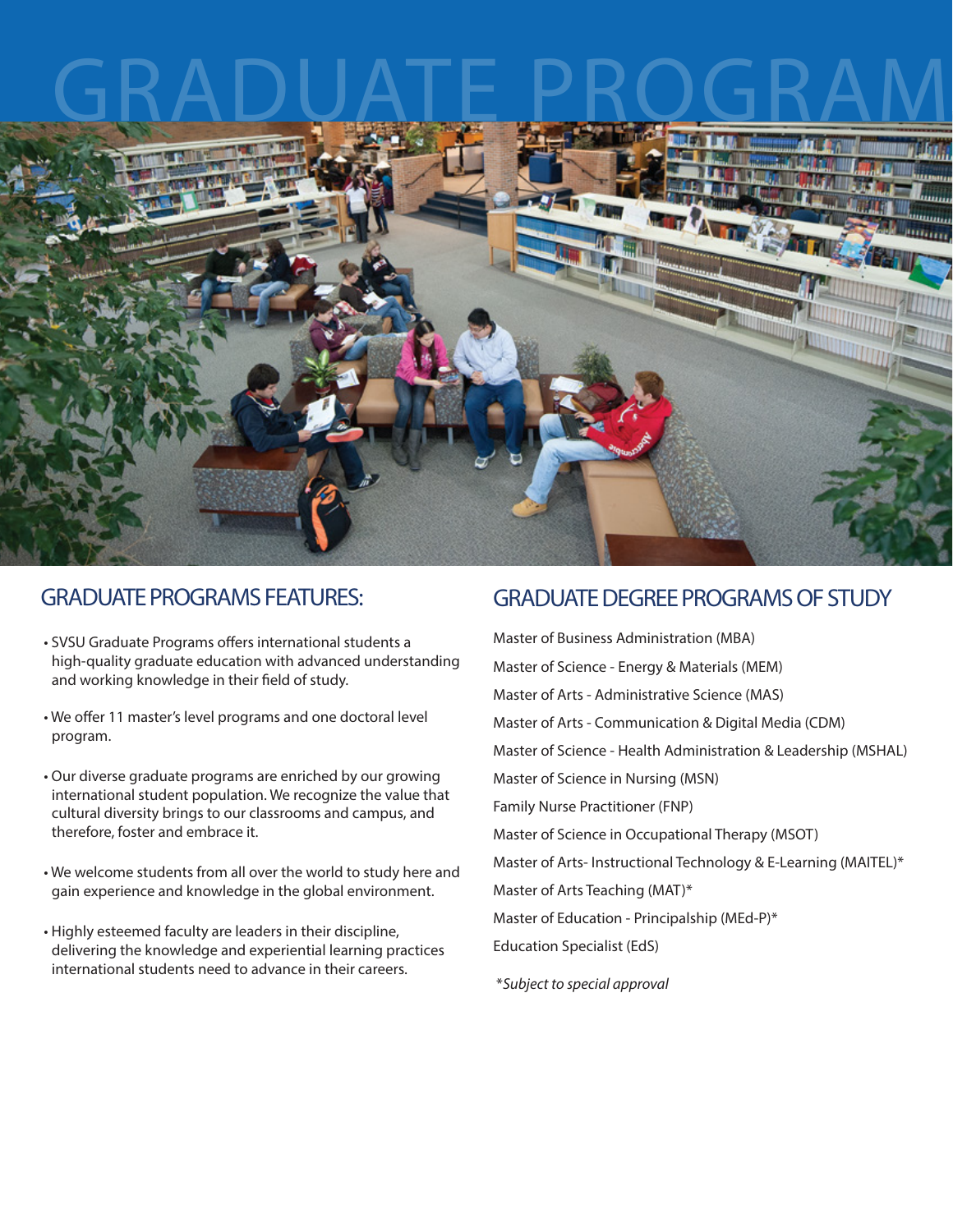# GRADUATE PROGRAM

## GRADUATE PROGRAMS FEATURES:

- SVSU Graduate Programs offers international students a high-quality graduate education with advanced understanding and working knowledge in their field of study.
- We offer 11 master's level programs and one doctoral level program.
- Our diverse graduate programs are enriched by our growing international student population. We recognize the value that cultural diversity brings to our classrooms and campus, and therefore, foster and embrace it.
- We welcome students from all over the world to study here and gain experience and knowledge in the global environment.
- Highly esteemed faculty are leaders in their discipline, delivering the knowledge and experiential learning practices international students need to advance in their careers.

## GRADUATE DEGREE PROGRAMS OF STUDY

Master of Business Administration (MBA)

Master of Science - Energy & Materials (MEM)

Master of Arts - Administrative Science (MAS)

Master of Arts - Communication & Digital Media (CDM)

Master of Science - Health Administration & Leadership (MSHAL)

Master of Science in Nursing (MSN)

Family Nurse Practitioner (FNP)

Master of Science in Occupational Therapy (MSOT)

Master of Arts- Instructional Technology & E-Learning (MAITEL)*

Master of Arts Teaching (MAT)*

Master of Education - Principalship (MEd-P)*

Education Specialist (EdS)

*\*Subject to special approval*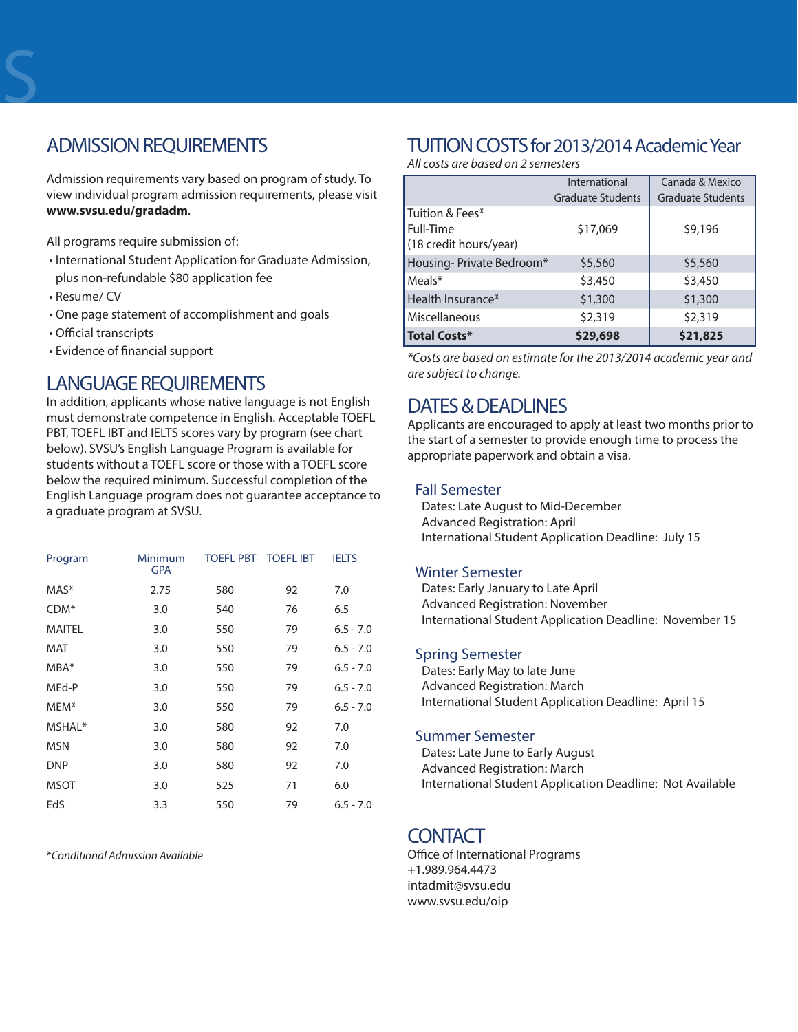## ADMISSION REQUIREMENTS

Admission requirements vary based on program of study. To view individual program admission requirements, please visit **www.svsu.edu/gradadm**.

All programs require submission of:

- International Student Application for Graduate Admission, plus non-refundable $80 application fee
- Resume/ CV
- One page statement of accomplishment and goals
- Official transcripts
- Evidence of financial support

## LANGUAGE REQUIREMENTS

In addition, applicants whose native language is not English must demonstrate competence in English. Acceptable TOEFL PBT, TOEFL IBT and IELTS scores vary by program (see chart below). SVSU's English Language Program is available for students without a TOEFL score or those with a TOEFL score below the required minimum. Successful completion of the English Language program does not guarantee acceptance to a graduate program at SVSU.

| Program | Minimum GPA | TOEFL PBT | TOEFL IBT | IELTS |
|---|---|---|---|---|
| MAS* | 2.75 | 580 | 92 | 7.0 |
| CDM* | 3.0 | 540 | 76 | 6.5 |
| MAITEL | 3.0 | 550 | 79 | 6.5 - 7.0 |
| MAT | 3.0 | 550 | 79 | 6.5 - 7.0 |
| MBA* | 3.0 | 550 | 79 | 6.5 - 7.0 |
| MEd-P | 3.0 | 550 | 79 | 6.5 - 7.0 |
| MEM* | 3.0 | 550 | 79 | 6.5 - 7.0 |
| MSHAL* | 3.0 | 580 | 92 | 7.0 |
| MSN | 3.0 | 580 | 92 | 7.0 |
| DNP | 3.0 | 580 | 92 | 7.0 |
| MSOT | 3.0 | 525 | 71 | 6.0 |
| EdS | 3.3 | 550 | 79 | 6.5 - 7.0 |

*\*Conditional Admission Available*

## TUITION COSTS for 2013/2014 Academic Year

*All costs are based on 2 semesters*

| | International Graduate Students | Canada & Mexico Graduate Students |
|---|---|---|
| Tuition & Fees* Full-Time (18 credit hours/year) | $17,069 | $9,196 |
| Housing- Private Bedroom* | $5,560 | $5,560 |
| Meals* | $3,450 | $3,450 |
| Health Insurance* | $1,300 | $1,300 |
| Miscellaneous | $2,319 | $2,319 |
| **Total Costs*** | **$29,698** | **$21,825** |

*\*Costs are based on estimate for the 2013/2014 academic year and are subject to change.*

## DATES & DEADLINES

Applicants are encouraged to apply at least two months prior to the start of a semester to provide enough time to process the appropriate paperwork and obtain a visa.

### Fall Semester

Dates: Late August to Mid-December
Advanced Registration: April
International Student Application Deadline: July 15

### Winter Semester

Dates: Early January to Late April
Advanced Registration: November
International Student Application Deadline: November 15

### Spring Semester

Dates: Early May to late June
Advanced Registration: March
International Student Application Deadline: April 15

### Summer Semester

Dates: Late June to Early August
Advanced Registration: March
International Student Application Deadline: Not Available

## CONTACT

Office of International Programs
+1.989.964.4473
intadmit@svsu.edu
www.svsu.edu/oip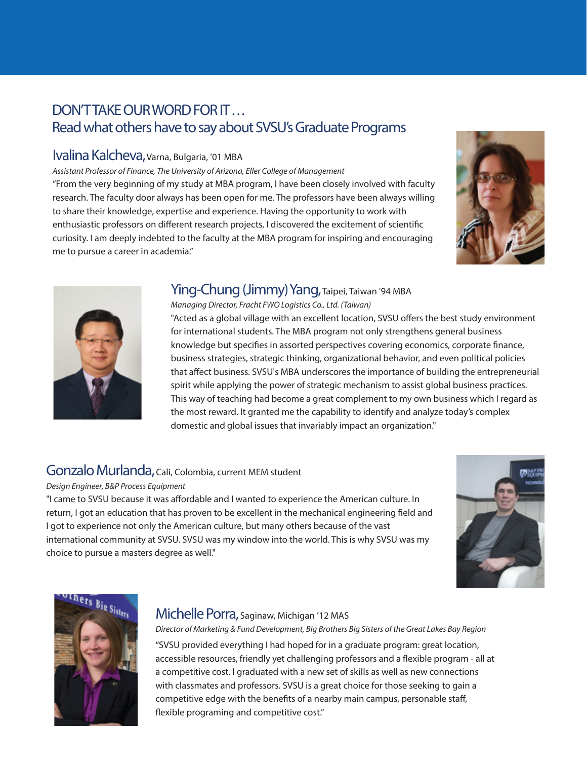# DON'T TAKE OUR WORD FOR IT . . .
## Read what others have to say about SVSU's Graduate Programs

### Ivalina Kalcheva, Varna, Bulgaria, '01 MBA

*Assistant Professor of Finance, The University of Arizona, Eller College of Management*

"From the very beginning of my study at MBA program, I have been closely involved with faculty research. The faculty door always has been open for me. The professors have been always willing to share their knowledge, expertise and experience. Having the opportunity to work with enthusiastic professors on different research projects, I discovered the excitement of scientific curiosity. I am deeply indebted to the faculty at the MBA program for inspiring and encouraging me to pursue a career in academia."

### Ying-Chung (Jimmy) Yang, Taipei, Taiwan '94 MBA

*Managing Director, Fracht FWO Logistics Co., Ltd. (Taiwan)*

"Acted as a global village with an excellent location, SVSU offers the best study environment for international students. The MBA program not only strengthens general business knowledge but specifies in assorted perspectives covering economics, corporate finance, business strategies, strategic thinking, organizational behavior, and even political policies that affect business. SVSU's MBA underscores the importance of building the entrepreneurial spirit while applying the power of strategic mechanism to assist global business practices. This way of teaching had become a great complement to my own business which I regard as the most reward. It granted me the capability to identify and analyze today's complex domestic and global issues that invariably impact an organization."

### Gonzalo Murlanda, Cali, Colombia, current MEM student

*Design Engineer, B&P Process Equipment*

"I came to SVSU because it was affordable and I wanted to experience the American culture. In return, I got an education that has proven to be excellent in the mechanical engineering field and I got to experience not only the American culture, but many others because of the vast international community at SVSU. SVSU was my window into the world. This is why SVSU was my choice to pursue a masters degree as well."

### Michelle Porra, Saginaw, Michigan '12 MAS

*Director of Marketing & Fund Development, Big Brothers Big Sisters of the Great Lakes Bay Region*

"SVSU provided everything I had hoped for in a graduate program: great location, accessible resources, friendly yet challenging professors and a flexible program - all at a competitive cost. I graduated with a new set of skills as well as new connections with classmates and professors. SVSU is a great choice for those seeking to gain a competitive edge with the benefits of a nearby main campus, personable staff, flexible programing and competitive cost."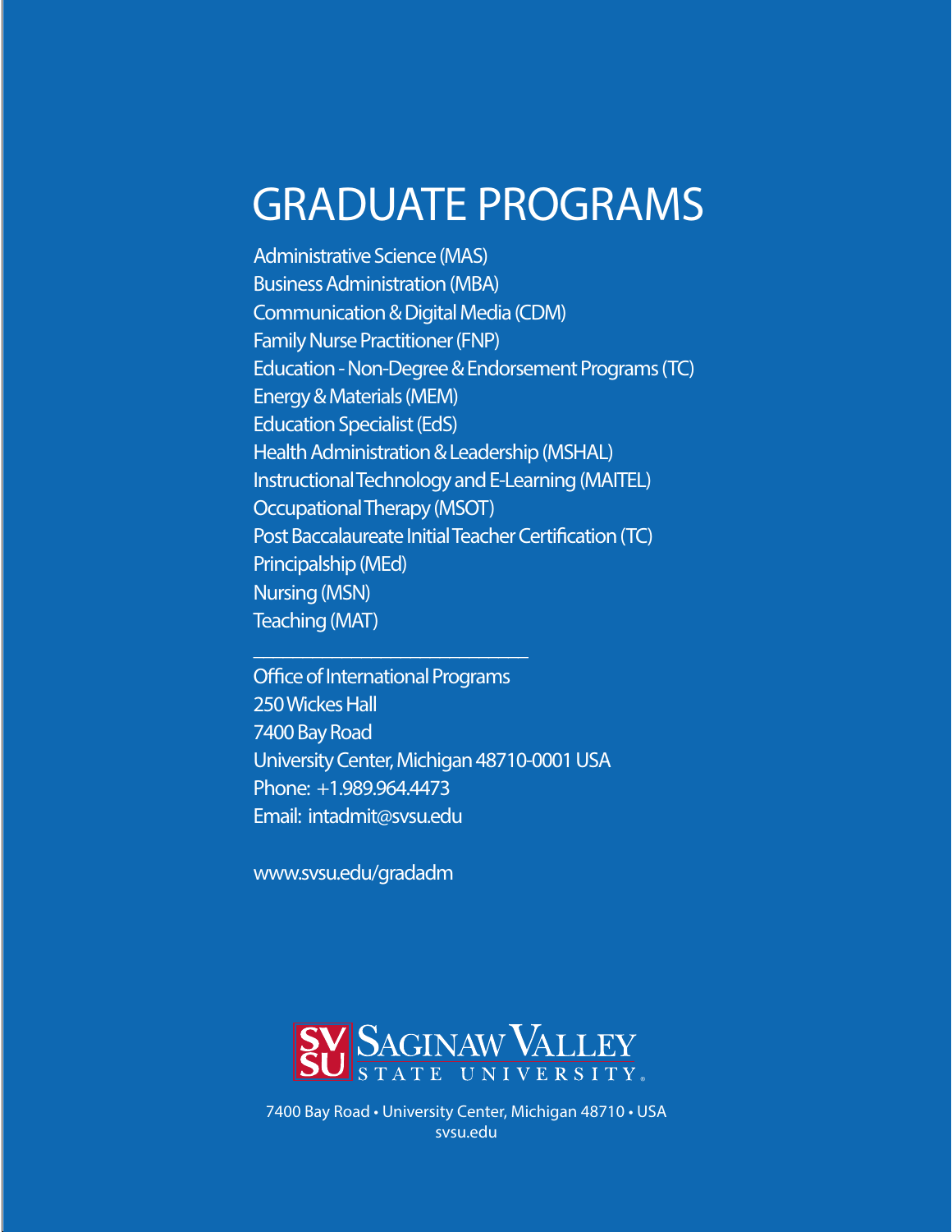# GRADUATE PROGRAMS

Administrative Science (MAS)
Business Administration (MBA)
Communication & Digital Media (CDM)
Family Nurse Practitioner (FNP)
Education - Non-Degree & Endorsement Programs (TC)
Energy & Materials (MEM)
Education Specialist (EdS)
Health Administration & Leadership (MSHAL)
Instructional Technology and E-Learning (MAITEL)
Occupational Therapy (MSOT)
Post Baccalaureate Initial Teacher Certification (TC)
Principalship (MEd)
Nursing (MSN)
Teaching (MAT)

---

Office of International Programs
250 Wickes Hall
7400 Bay Road
University Center, Michigan 48710-0001 USA
Phone: +1.989.964.4473
Email: intadmit@svsu.edu

www.svsu.edu/gradadm

SVSU Saginaw Valley State University

7400 Bay Road • University Center, Michigan 48710 • USA
svsu.edu